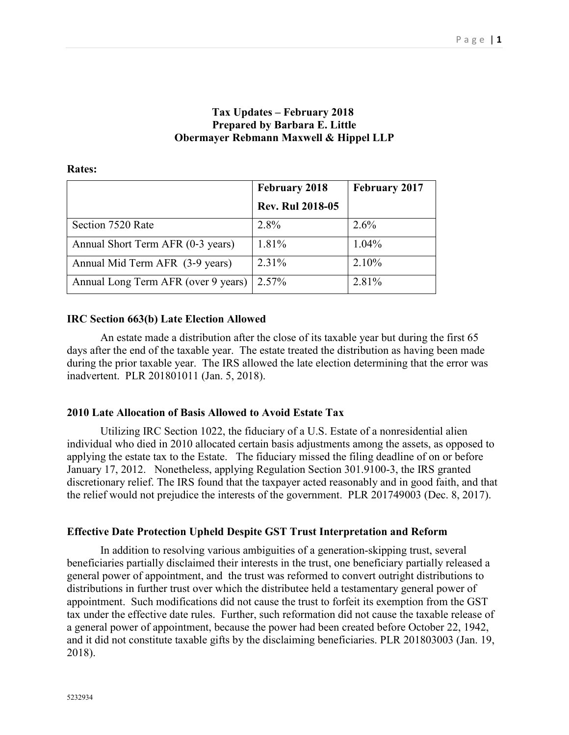# Tax Updates – February 2018
## Prepared by Barbara E. Little
## Obermayer Rebmann Maxwell & Hippel LLP

**Rates:**

| | **February 2018 Rev. Rul 2018-05** | **February 2017** |
|---|---|---|
| Section 7520 Rate | 2.8% | 2.6% |
| Annual Short Term AFR (0-3 years) | 1.81% | 1.04% |
| Annual Mid Term AFR (3-9 years) | 2.31% | 2.10% |
| Annual Long Term AFR (over 9 years) | 2.57% | 2.81% |

### IRC Section 663(b) Late Election Allowed

An estate made a distribution after the close of its taxable year but during the first 65 days after the end of the taxable year. The estate treated the distribution as having been made during the prior taxable year. The IRS allowed the late election determining that the error was inadvertent. PLR 201801011 (Jan. 5, 2018).

### 2010 Late Allocation of Basis Allowed to Avoid Estate Tax

Utilizing IRC Section 1022, the fiduciary of a U.S. Estate of a nonresidential alien individual who died in 2010 allocated certain basis adjustments among the assets, as opposed to applying the estate tax to the Estate. The fiduciary missed the filing deadline of on or before January 17, 2012. Nonetheless, applying Regulation Section 301.9100-3, the IRS granted discretionary relief. The IRS found that the taxpayer acted reasonably and in good faith, and that the relief would not prejudice the interests of the government. PLR 201749003 (Dec. 8, 2017).

### Effective Date Protection Upheld Despite GST Trust Interpretation and Reform

In addition to resolving various ambiguities of a generation-skipping trust, several beneficiaries partially disclaimed their interests in the trust, one beneficiary partially released a general power of appointment, and the trust was reformed to convert outright distributions to distributions in further trust over which the distributee held a testamentary general power of appointment. Such modifications did not cause the trust to forfeit its exemption from the GST tax under the effective date rules. Further, such reformation did not cause the taxable release of a general power of appointment, because the power had been created before October 22, 1942, and it did not constitute taxable gifts by the disclaiming beneficiaries. PLR 201803003 (Jan. 19, 2018).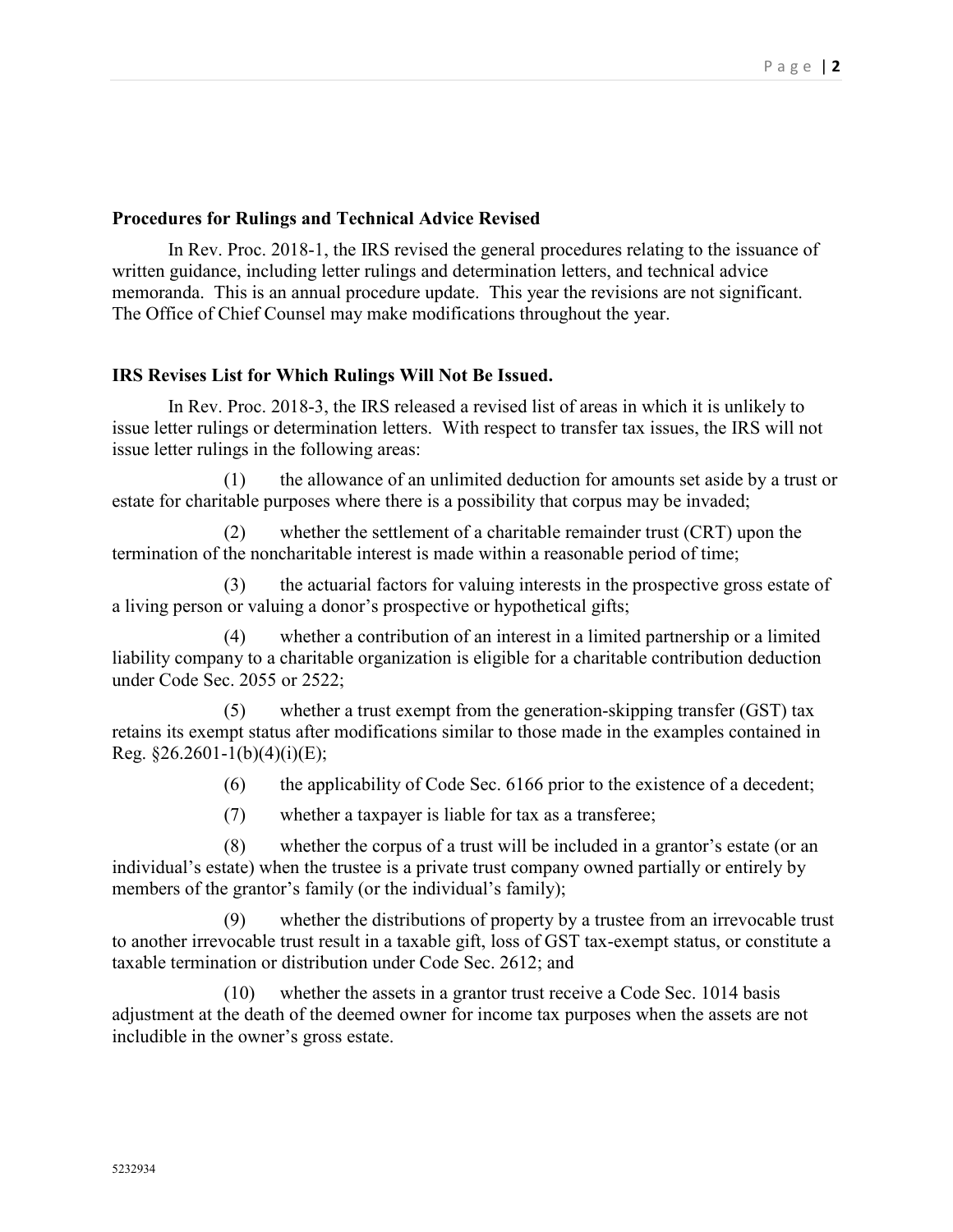**Procedures for Rulings and Technical Advice Revised**

In Rev. Proc. 2018-1, the IRS revised the general procedures relating to the issuance of written guidance, including letter rulings and determination letters, and technical advice memoranda. This is an annual procedure update. This year the revisions are not significant. The Office of Chief Counsel may make modifications throughout the year.

**IRS Revises List for Which Rulings Will Not Be Issued.**

In Rev. Proc. 2018-3, the IRS released a revised list of areas in which it is unlikely to issue letter rulings or determination letters. With respect to transfer tax issues, the IRS will not issue letter rulings in the following areas:

(1) the allowance of an unlimited deduction for amounts set aside by a trust or estate for charitable purposes where there is a possibility that corpus may be invaded;

(2) whether the settlement of a charitable remainder trust (CRT) upon the termination of the noncharitable interest is made within a reasonable period of time;

(3) the actuarial factors for valuing interests in the prospective gross estate of a living person or valuing a donor's prospective or hypothetical gifts;

(4) whether a contribution of an interest in a limited partnership or a limited liability company to a charitable organization is eligible for a charitable contribution deduction under Code Sec. 2055 or 2522;

(5) whether a trust exempt from the generation-skipping transfer (GST) tax retains its exempt status after modifications similar to those made in the examples contained in Reg. §26.2601-1(b)(4)(i)(E);

(6) the applicability of Code Sec. 6166 prior to the existence of a decedent;

(7) whether a taxpayer is liable for tax as a transferee;

(8) whether the corpus of a trust will be included in a grantor's estate (or an individual's estate) when the trustee is a private trust company owned partially or entirely by members of the grantor's family (or the individual's family);

(9) whether the distributions of property by a trustee from an irrevocable trust to another irrevocable trust result in a taxable gift, loss of GST tax-exempt status, or constitute a taxable termination or distribution under Code Sec. 2612; and

(10) whether the assets in a grantor trust receive a Code Sec. 1014 basis adjustment at the death of the deemed owner for income tax purposes when the assets are not includible in the owner's gross estate.

5232934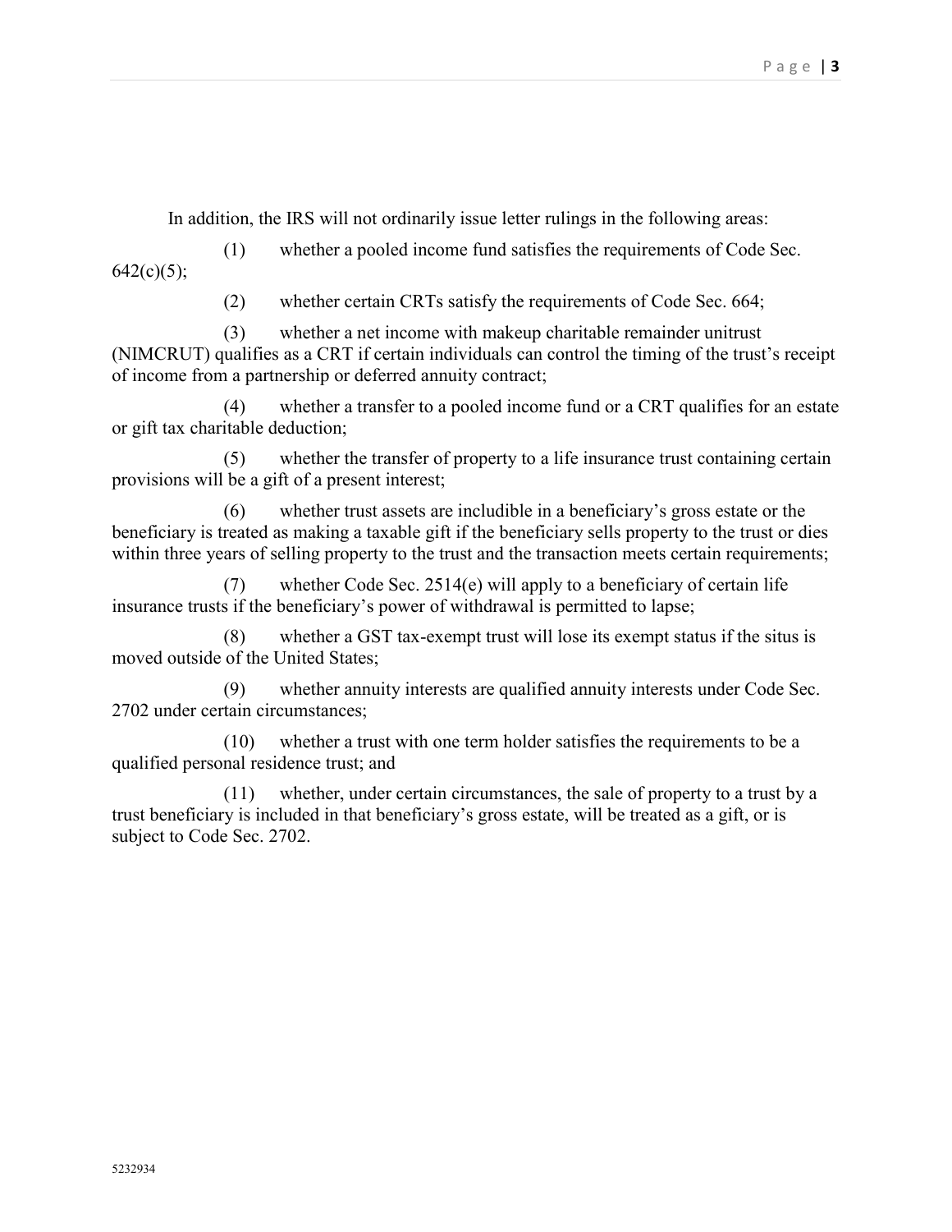In addition, the IRS will not ordinarily issue letter rulings in the following areas:

(1) whether a pooled income fund satisfies the requirements of Code Sec. 642(c)(5);

(2) whether certain CRTs satisfy the requirements of Code Sec. 664;

(3) whether a net income with makeup charitable remainder unitrust (NIMCRUT) qualifies as a CRT if certain individuals can control the timing of the trust's receipt of income from a partnership or deferred annuity contract;

(4) whether a transfer to a pooled income fund or a CRT qualifies for an estate or gift tax charitable deduction;

(5) whether the transfer of property to a life insurance trust containing certain provisions will be a gift of a present interest;

(6) whether trust assets are includible in a beneficiary's gross estate or the beneficiary is treated as making a taxable gift if the beneficiary sells property to the trust or dies within three years of selling property to the trust and the transaction meets certain requirements;

(7) whether Code Sec. 2514(e) will apply to a beneficiary of certain life insurance trusts if the beneficiary's power of withdrawal is permitted to lapse;

(8) whether a GST tax-exempt trust will lose its exempt status if the situs is moved outside of the United States;

(9) whether annuity interests are qualified annuity interests under Code Sec. 2702 under certain circumstances;

(10) whether a trust with one term holder satisfies the requirements to be a qualified personal residence trust; and

(11) whether, under certain circumstances, the sale of property to a trust by a trust beneficiary is included in that beneficiary's gross estate, will be treated as a gift, or is subject to Code Sec. 2702.

5232934